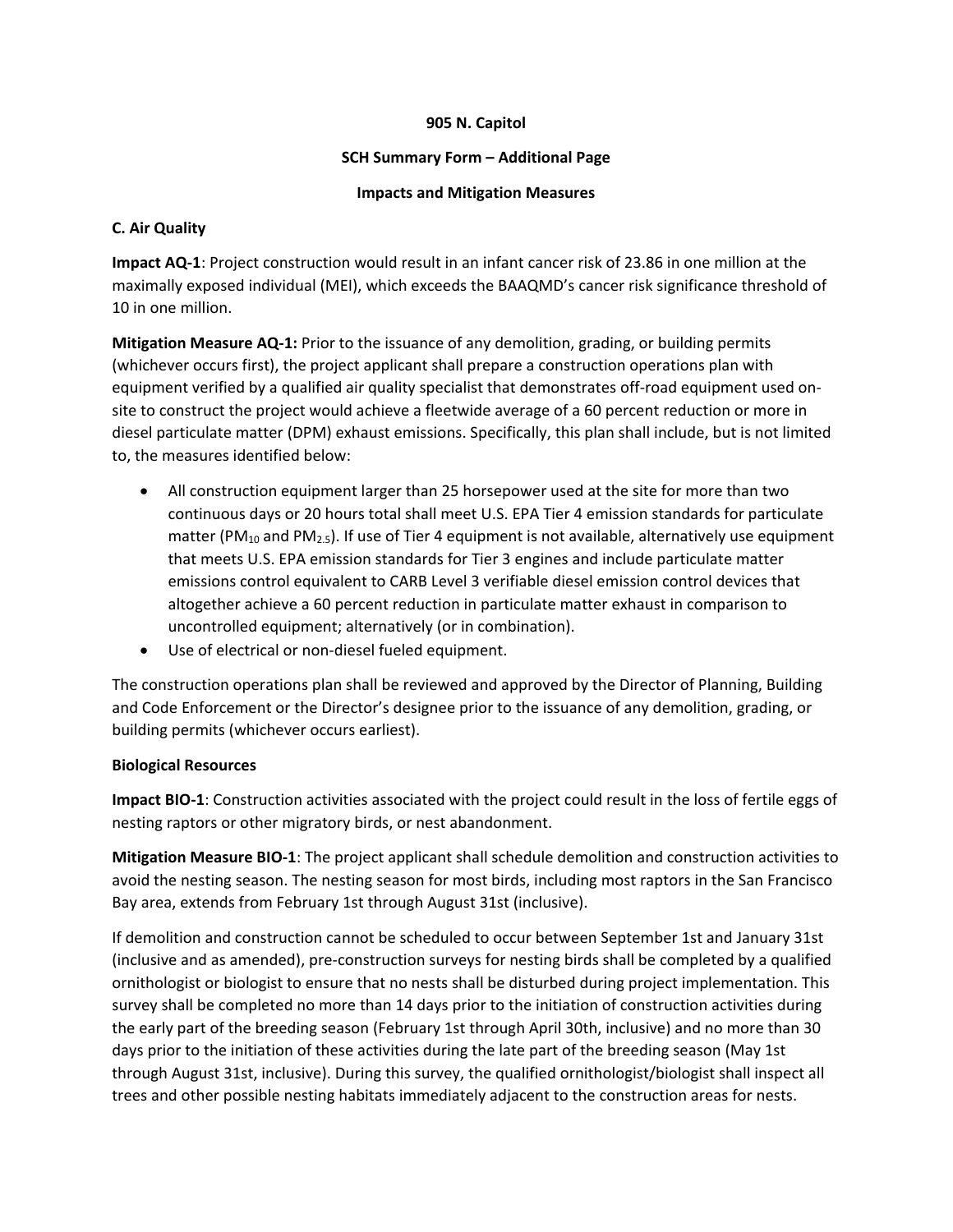**905 N. Capitol**

**SCH Summary Form – Additional Page**

**Impacts and Mitigation Measures**

**C. Air Quality**

**Impact AQ-1**: Project construction would result in an infant cancer risk of 23.86 in one million at the maximally exposed individual (MEI), which exceeds the BAAQMD's cancer risk significance threshold of 10 in one million.

**Mitigation Measure AQ-1:** Prior to the issuance of any demolition, grading, or building permits (whichever occurs first), the project applicant shall prepare a construction operations plan with equipment verified by a qualified air quality specialist that demonstrates off-road equipment used on-site to construct the project would achieve a fleetwide average of a 60 percent reduction or more in diesel particulate matter (DPM) exhaust emissions. Specifically, this plan shall include, but is not limited to, the measures identified below:

- All construction equipment larger than 25 horsepower used at the site for more than two continuous days or 20 hours total shall meet U.S. EPA Tier 4 emission standards for particulate matter ($PM_{10}$ and $PM_{2.5}$). If use of Tier 4 equipment is not available, alternatively use equipment that meets U.S. EPA emission standards for Tier 3 engines and include particulate matter emissions control equivalent to CARB Level 3 verifiable diesel emission control devices that altogether achieve a 60 percent reduction in particulate matter exhaust in comparison to uncontrolled equipment; alternatively (or in combination).
- Use of electrical or non-diesel fueled equipment.

The construction operations plan shall be reviewed and approved by the Director of Planning, Building and Code Enforcement or the Director's designee prior to the issuance of any demolition, grading, or building permits (whichever occurs earliest).

**Biological Resources**

**Impact BIO-1**: Construction activities associated with the project could result in the loss of fertile eggs of nesting raptors or other migratory birds, or nest abandonment.

**Mitigation Measure BIO-1**: The project applicant shall schedule demolition and construction activities to avoid the nesting season. The nesting season for most birds, including most raptors in the San Francisco Bay area, extends from February 1st through August 31st (inclusive).

If demolition and construction cannot be scheduled to occur between September 1st and January 31st (inclusive and as amended), pre-construction surveys for nesting birds shall be completed by a qualified ornithologist or biologist to ensure that no nests shall be disturbed during project implementation. This survey shall be completed no more than 14 days prior to the initiation of construction activities during the early part of the breeding season (February 1st through April 30th, inclusive) and no more than 30 days prior to the initiation of these activities during the late part of the breeding season (May 1st through August 31st, inclusive). During this survey, the qualified ornithologist/biologist shall inspect all trees and other possible nesting habitats immediately adjacent to the construction areas for nests.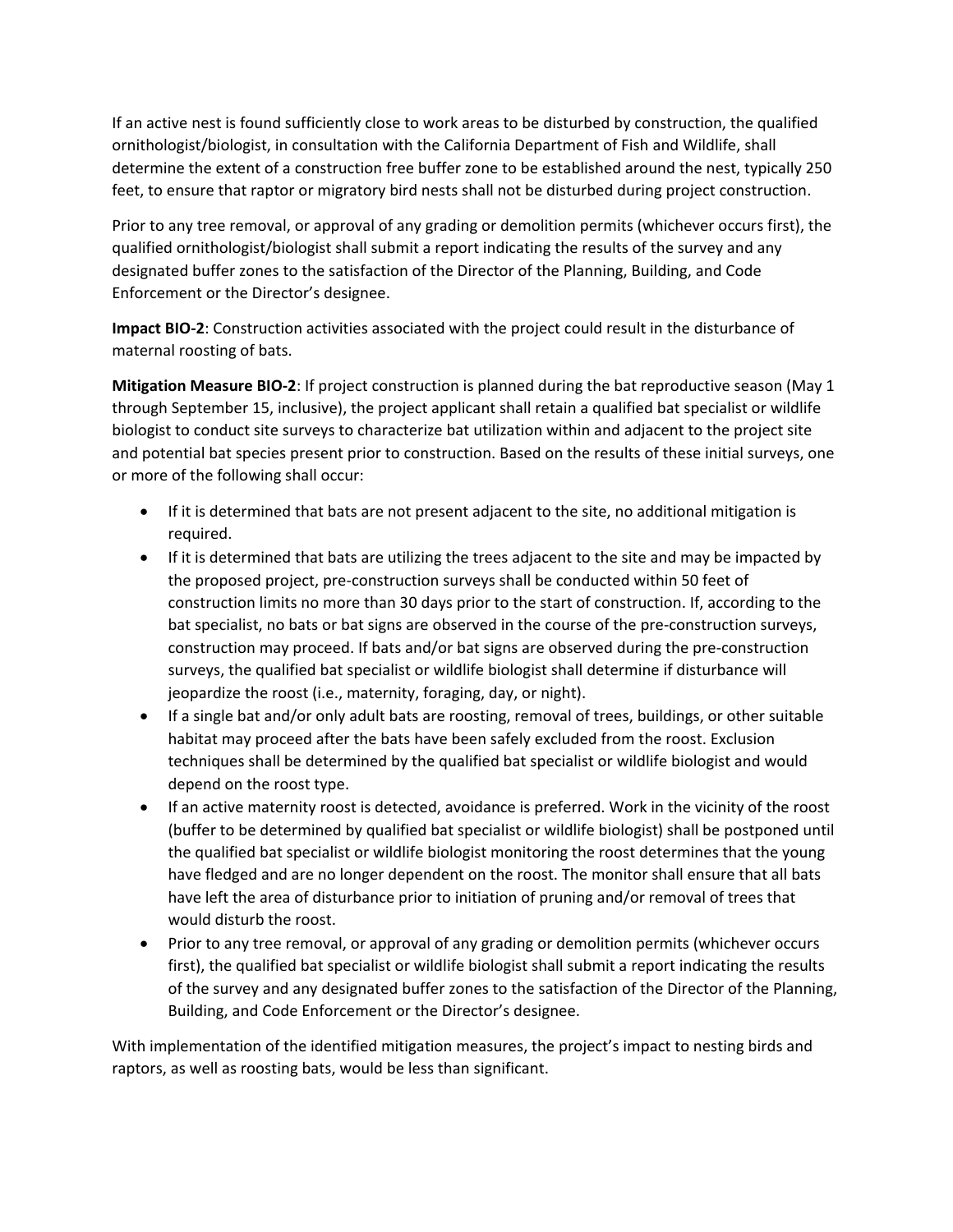If an active nest is found sufficiently close to work areas to be disturbed by construction, the qualified ornithologist/biologist, in consultation with the California Department of Fish and Wildlife, shall determine the extent of a construction free buffer zone to be established around the nest, typically 250 feet, to ensure that raptor or migratory bird nests shall not be disturbed during project construction.

Prior to any tree removal, or approval of any grading or demolition permits (whichever occurs first), the qualified ornithologist/biologist shall submit a report indicating the results of the survey and any designated buffer zones to the satisfaction of the Director of the Planning, Building, and Code Enforcement or the Director's designee.

**Impact BIO-2**: Construction activities associated with the project could result in the disturbance of maternal roosting of bats.

**Mitigation Measure BIO-2**: If project construction is planned during the bat reproductive season (May 1 through September 15, inclusive), the project applicant shall retain a qualified bat specialist or wildlife biologist to conduct site surveys to characterize bat utilization within and adjacent to the project site and potential bat species present prior to construction. Based on the results of these initial surveys, one or more of the following shall occur:

- If it is determined that bats are not present adjacent to the site, no additional mitigation is required.
- If it is determined that bats are utilizing the trees adjacent to the site and may be impacted by the proposed project, pre-construction surveys shall be conducted within 50 feet of construction limits no more than 30 days prior to the start of construction. If, according to the bat specialist, no bats or bat signs are observed in the course of the pre-construction surveys, construction may proceed. If bats and/or bat signs are observed during the pre-construction surveys, the qualified bat specialist or wildlife biologist shall determine if disturbance will jeopardize the roost (i.e., maternity, foraging, day, or night).
- If a single bat and/or only adult bats are roosting, removal of trees, buildings, or other suitable habitat may proceed after the bats have been safely excluded from the roost. Exclusion techniques shall be determined by the qualified bat specialist or wildlife biologist and would depend on the roost type.
- If an active maternity roost is detected, avoidance is preferred. Work in the vicinity of the roost (buffer to be determined by qualified bat specialist or wildlife biologist) shall be postponed until the qualified bat specialist or wildlife biologist monitoring the roost determines that the young have fledged and are no longer dependent on the roost. The monitor shall ensure that all bats have left the area of disturbance prior to initiation of pruning and/or removal of trees that would disturb the roost.
- Prior to any tree removal, or approval of any grading or demolition permits (whichever occurs first), the qualified bat specialist or wildlife biologist shall submit a report indicating the results of the survey and any designated buffer zones to the satisfaction of the Director of the Planning, Building, and Code Enforcement or the Director's designee.

With implementation of the identified mitigation measures, the project's impact to nesting birds and raptors, as well as roosting bats, would be less than significant.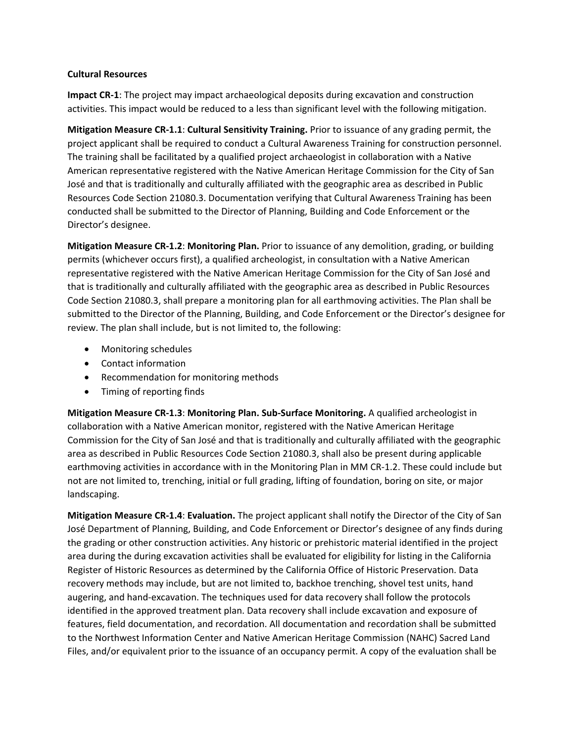**Cultural Resources**

**Impact CR-1**: The project may impact archaeological deposits during excavation and construction activities. This impact would be reduced to a less than significant level with the following mitigation.

**Mitigation Measure CR-1.1**: **Cultural Sensitivity Training.** Prior to issuance of any grading permit, the project applicant shall be required to conduct a Cultural Awareness Training for construction personnel. The training shall be facilitated by a qualified project archaeologist in collaboration with a Native American representative registered with the Native American Heritage Commission for the City of San José and that is traditionally and culturally affiliated with the geographic area as described in Public Resources Code Section 21080.3. Documentation verifying that Cultural Awareness Training has been conducted shall be submitted to the Director of Planning, Building and Code Enforcement or the Director's designee.

**Mitigation Measure CR-1.2**: **Monitoring Plan.** Prior to issuance of any demolition, grading, or building permits (whichever occurs first), a qualified archeologist, in consultation with a Native American representative registered with the Native American Heritage Commission for the City of San José and that is traditionally and culturally affiliated with the geographic area as described in Public Resources Code Section 21080.3, shall prepare a monitoring plan for all earthmoving activities. The Plan shall be submitted to the Director of the Planning, Building, and Code Enforcement or the Director's designee for review. The plan shall include, but is not limited to, the following:

- Monitoring schedules
- Contact information
- Recommendation for monitoring methods
- Timing of reporting finds

**Mitigation Measure CR-1.3**: **Monitoring Plan. Sub-Surface Monitoring.** A qualified archeologist in collaboration with a Native American monitor, registered with the Native American Heritage Commission for the City of San José and that is traditionally and culturally affiliated with the geographic area as described in Public Resources Code Section 21080.3, shall also be present during applicable earthmoving activities in accordance with in the Monitoring Plan in MM CR-1.2. These could include but not are not limited to, trenching, initial or full grading, lifting of foundation, boring on site, or major landscaping.

**Mitigation Measure CR-1.4**: **Evaluation.** The project applicant shall notify the Director of the City of San José Department of Planning, Building, and Code Enforcement or Director's designee of any finds during the grading or other construction activities. Any historic or prehistoric material identified in the project area during the during excavation activities shall be evaluated for eligibility for listing in the California Register of Historic Resources as determined by the California Office of Historic Preservation. Data recovery methods may include, but are not limited to, backhoe trenching, shovel test units, hand augering, and hand-excavation. The techniques used for data recovery shall follow the protocols identified in the approved treatment plan. Data recovery shall include excavation and exposure of features, field documentation, and recordation. All documentation and recordation shall be submitted to the Northwest Information Center and Native American Heritage Commission (NAHC) Sacred Land Files, and/or equivalent prior to the issuance of an occupancy permit. A copy of the evaluation shall be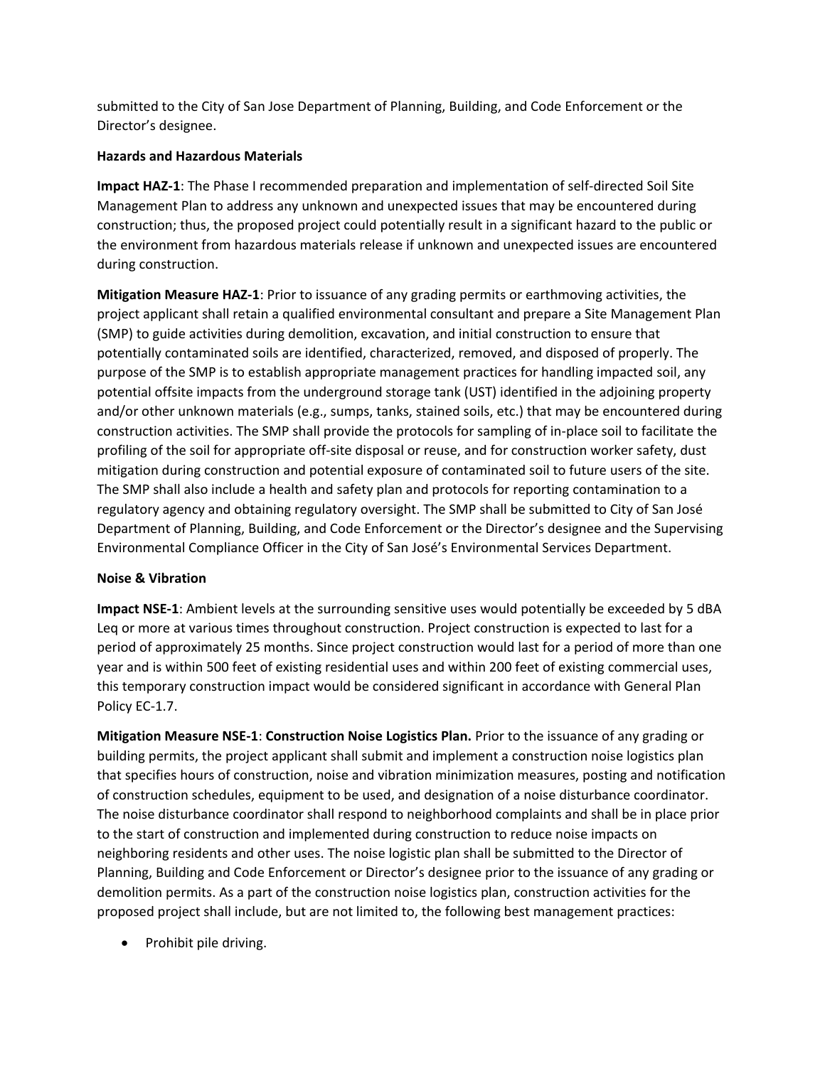submitted to the City of San Jose Department of Planning, Building, and Code Enforcement or the Director's designee.

**Hazards and Hazardous Materials**

**Impact HAZ-1**: The Phase I recommended preparation and implementation of self-directed Soil Site Management Plan to address any unknown and unexpected issues that may be encountered during construction; thus, the proposed project could potentially result in a significant hazard to the public or the environment from hazardous materials release if unknown and unexpected issues are encountered during construction.

**Mitigation Measure HAZ-1**: Prior to issuance of any grading permits or earthmoving activities, the project applicant shall retain a qualified environmental consultant and prepare a Site Management Plan (SMP) to guide activities during demolition, excavation, and initial construction to ensure that potentially contaminated soils are identified, characterized, removed, and disposed of properly. The purpose of the SMP is to establish appropriate management practices for handling impacted soil, any potential offsite impacts from the underground storage tank (UST) identified in the adjoining property and/or other unknown materials (e.g., sumps, tanks, stained soils, etc.) that may be encountered during construction activities. The SMP shall provide the protocols for sampling of in-place soil to facilitate the profiling of the soil for appropriate off-site disposal or reuse, and for construction worker safety, dust mitigation during construction and potential exposure of contaminated soil to future users of the site. The SMP shall also include a health and safety plan and protocols for reporting contamination to a regulatory agency and obtaining regulatory oversight. The SMP shall be submitted to City of San José Department of Planning, Building, and Code Enforcement or the Director's designee and the Supervising Environmental Compliance Officer in the City of San José's Environmental Services Department.

**Noise & Vibration**

**Impact NSE-1**: Ambient levels at the surrounding sensitive uses would potentially be exceeded by 5 dBA Leq or more at various times throughout construction. Project construction is expected to last for a period of approximately 25 months. Since project construction would last for a period of more than one year and is within 500 feet of existing residential uses and within 200 feet of existing commercial uses, this temporary construction impact would be considered significant in accordance with General Plan Policy EC-1.7.

**Mitigation Measure NSE-1**: **Construction Noise Logistics Plan.** Prior to the issuance of any grading or building permits, the project applicant shall submit and implement a construction noise logistics plan that specifies hours of construction, noise and vibration minimization measures, posting and notification of construction schedules, equipment to be used, and designation of a noise disturbance coordinator. The noise disturbance coordinator shall respond to neighborhood complaints and shall be in place prior to the start of construction and implemented during construction to reduce noise impacts on neighboring residents and other uses. The noise logistic plan shall be submitted to the Director of Planning, Building and Code Enforcement or Director's designee prior to the issuance of any grading or demolition permits. As a part of the construction noise logistics plan, construction activities for the proposed project shall include, but are not limited to, the following best management practices:

- Prohibit pile driving.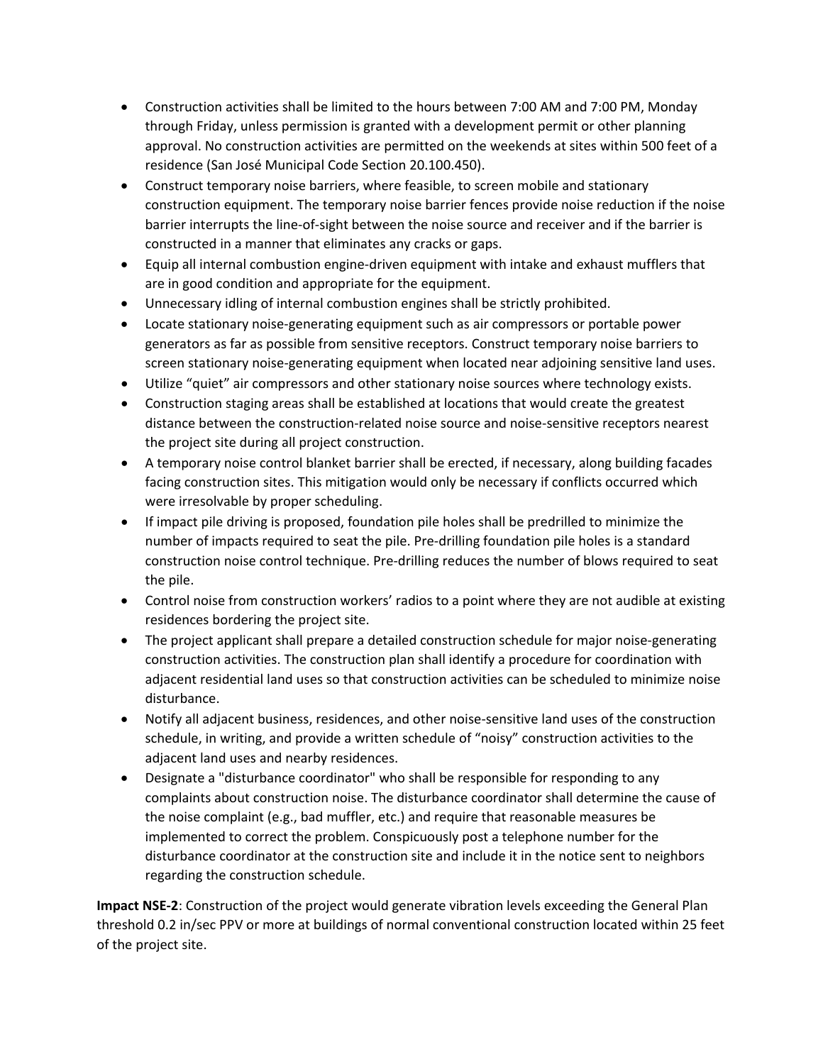- Construction activities shall be limited to the hours between 7:00 AM and 7:00 PM, Monday through Friday, unless permission is granted with a development permit or other planning approval. No construction activities are permitted on the weekends at sites within 500 feet of a residence (San José Municipal Code Section 20.100.450).
- Construct temporary noise barriers, where feasible, to screen mobile and stationary construction equipment. The temporary noise barrier fences provide noise reduction if the noise barrier interrupts the line-of-sight between the noise source and receiver and if the barrier is constructed in a manner that eliminates any cracks or gaps.
- Equip all internal combustion engine-driven equipment with intake and exhaust mufflers that are in good condition and appropriate for the equipment.
- Unnecessary idling of internal combustion engines shall be strictly prohibited.
- Locate stationary noise-generating equipment such as air compressors or portable power generators as far as possible from sensitive receptors. Construct temporary noise barriers to screen stationary noise-generating equipment when located near adjoining sensitive land uses.
- Utilize "quiet" air compressors and other stationary noise sources where technology exists.
- Construction staging areas shall be established at locations that would create the greatest distance between the construction-related noise source and noise-sensitive receptors nearest the project site during all project construction.
- A temporary noise control blanket barrier shall be erected, if necessary, along building facades facing construction sites. This mitigation would only be necessary if conflicts occurred which were irresolvable by proper scheduling.
- If impact pile driving is proposed, foundation pile holes shall be predrilled to minimize the number of impacts required to seat the pile. Pre-drilling foundation pile holes is a standard construction noise control technique. Pre-drilling reduces the number of blows required to seat the pile.
- Control noise from construction workers' radios to a point where they are not audible at existing residences bordering the project site.
- The project applicant shall prepare a detailed construction schedule for major noise-generating construction activities. The construction plan shall identify a procedure for coordination with adjacent residential land uses so that construction activities can be scheduled to minimize noise disturbance.
- Notify all adjacent business, residences, and other noise-sensitive land uses of the construction schedule, in writing, and provide a written schedule of "noisy" construction activities to the adjacent land uses and nearby residences.
- Designate a "disturbance coordinator" who shall be responsible for responding to any complaints about construction noise. The disturbance coordinator shall determine the cause of the noise complaint (e.g., bad muffler, etc.) and require that reasonable measures be implemented to correct the problem. Conspicuously post a telephone number for the disturbance coordinator at the construction site and include it in the notice sent to neighbors regarding the construction schedule.

**Impact NSE-2**: Construction of the project would generate vibration levels exceeding the General Plan threshold 0.2 in/sec PPV or more at buildings of normal conventional construction located within 25 feet of the project site.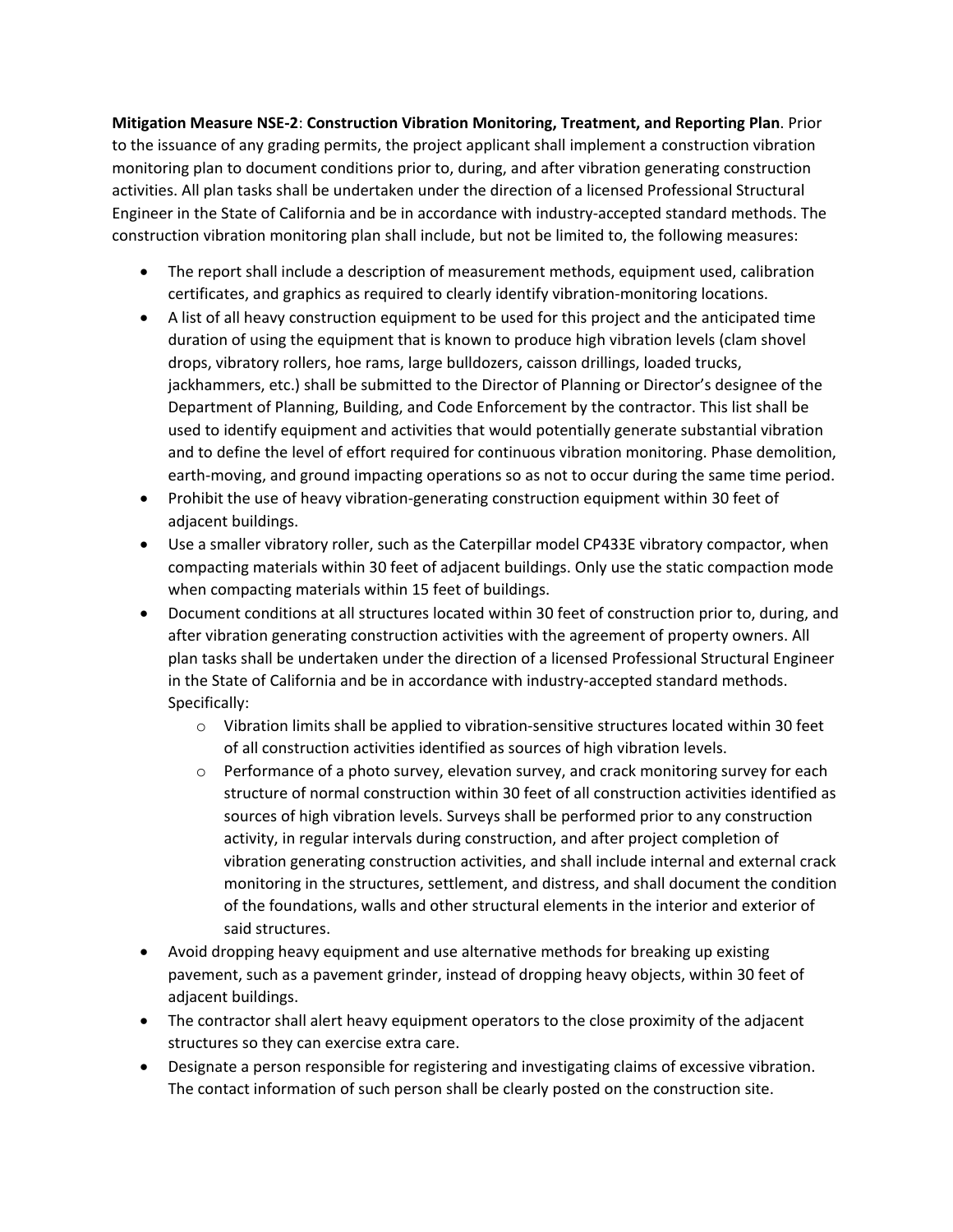**Mitigation Measure NSE-2**: **Construction Vibration Monitoring, Treatment, and Reporting Plan**. Prior to the issuance of any grading permits, the project applicant shall implement a construction vibration monitoring plan to document conditions prior to, during, and after vibration generating construction activities. All plan tasks shall be undertaken under the direction of a licensed Professional Structural Engineer in the State of California and be in accordance with industry-accepted standard methods. The construction vibration monitoring plan shall include, but not be limited to, the following measures:

- The report shall include a description of measurement methods, equipment used, calibration certificates, and graphics as required to clearly identify vibration-monitoring locations.
- A list of all heavy construction equipment to be used for this project and the anticipated time duration of using the equipment that is known to produce high vibration levels (clam shovel drops, vibratory rollers, hoe rams, large bulldozers, caisson drillings, loaded trucks, jackhammers, etc.) shall be submitted to the Director of Planning or Director's designee of the Department of Planning, Building, and Code Enforcement by the contractor. This list shall be used to identify equipment and activities that would potentially generate substantial vibration and to define the level of effort required for continuous vibration monitoring. Phase demolition, earth-moving, and ground impacting operations so as not to occur during the same time period.
- Prohibit the use of heavy vibration-generating construction equipment within 30 feet of adjacent buildings.
- Use a smaller vibratory roller, such as the Caterpillar model CP433E vibratory compactor, when compacting materials within 30 feet of adjacent buildings. Only use the static compaction mode when compacting materials within 15 feet of buildings.
- Document conditions at all structures located within 30 feet of construction prior to, during, and after vibration generating construction activities with the agreement of property owners. All plan tasks shall be undertaken under the direction of a licensed Professional Structural Engineer in the State of California and be in accordance with industry-accepted standard methods. Specifically:
  - Vibration limits shall be applied to vibration-sensitive structures located within 30 feet of all construction activities identified as sources of high vibration levels.
  - Performance of a photo survey, elevation survey, and crack monitoring survey for each structure of normal construction within 30 feet of all construction activities identified as sources of high vibration levels. Surveys shall be performed prior to any construction activity, in regular intervals during construction, and after project completion of vibration generating construction activities, and shall include internal and external crack monitoring in the structures, settlement, and distress, and shall document the condition of the foundations, walls and other structural elements in the interior and exterior of said structures.
- Avoid dropping heavy equipment and use alternative methods for breaking up existing pavement, such as a pavement grinder, instead of dropping heavy objects, within 30 feet of adjacent buildings.
- The contractor shall alert heavy equipment operators to the close proximity of the adjacent structures so they can exercise extra care.
- Designate a person responsible for registering and investigating claims of excessive vibration. The contact information of such person shall be clearly posted on the construction site.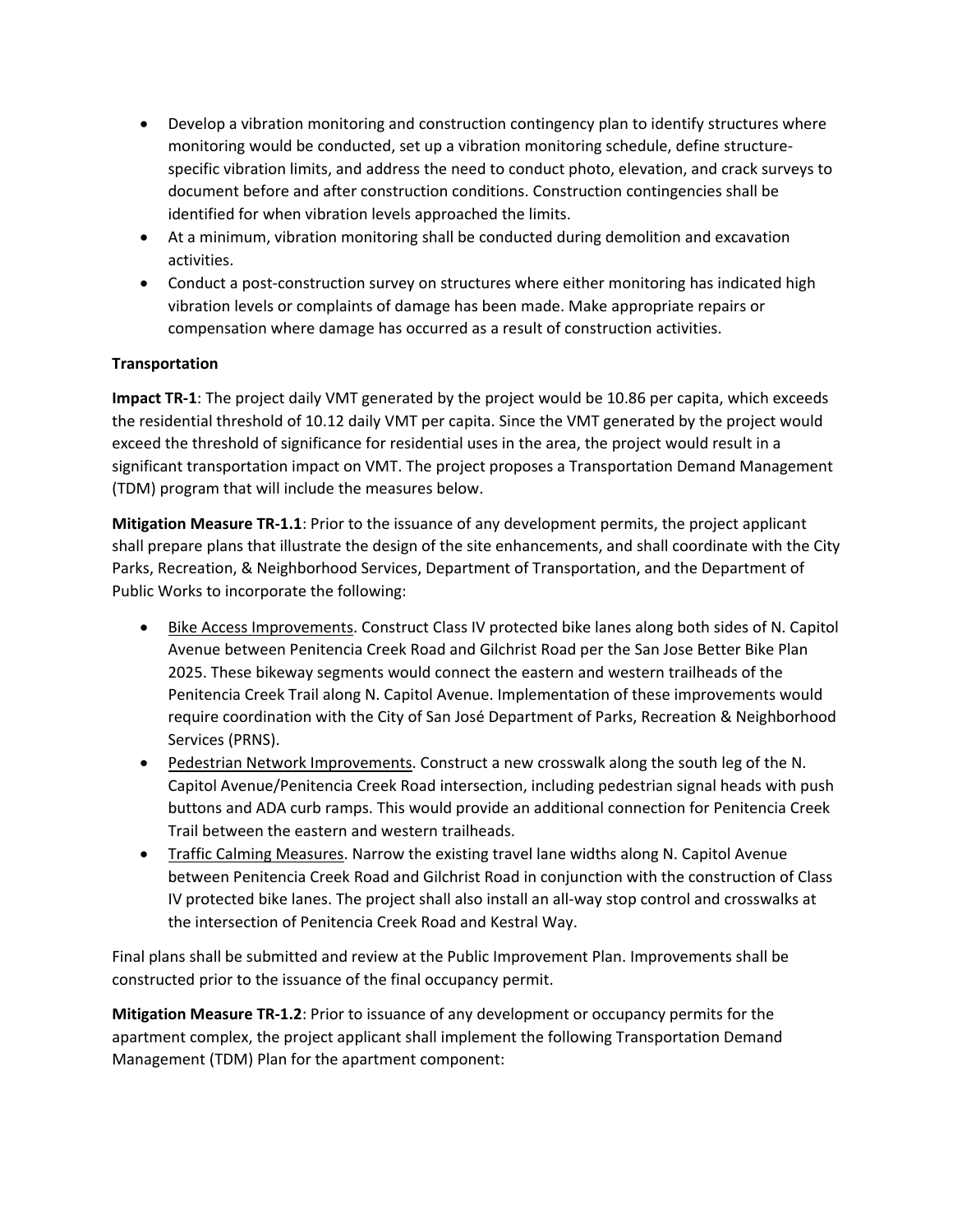- Develop a vibration monitoring and construction contingency plan to identify structures where monitoring would be conducted, set up a vibration monitoring schedule, define structure-specific vibration limits, and address the need to conduct photo, elevation, and crack surveys to document before and after construction conditions. Construction contingencies shall be identified for when vibration levels approached the limits.
- At a minimum, vibration monitoring shall be conducted during demolition and excavation activities.
- Conduct a post-construction survey on structures where either monitoring has indicated high vibration levels or complaints of damage has been made. Make appropriate repairs or compensation where damage has occurred as a result of construction activities.

**Transportation**

**Impact TR-1**: The project daily VMT generated by the project would be 10.86 per capita, which exceeds the residential threshold of 10.12 daily VMT per capita. Since the VMT generated by the project would exceed the threshold of significance for residential uses in the area, the project would result in a significant transportation impact on VMT. The project proposes a Transportation Demand Management (TDM) program that will include the measures below.

**Mitigation Measure TR-1.1**: Prior to the issuance of any development permits, the project applicant shall prepare plans that illustrate the design of the site enhancements, and shall coordinate with the City Parks, Recreation, & Neighborhood Services, Department of Transportation, and the Department of Public Works to incorporate the following:

- <u>Bike Access Improvements</u>. Construct Class IV protected bike lanes along both sides of N. Capitol Avenue between Penitencia Creek Road and Gilchrist Road per the San Jose Better Bike Plan 2025. These bikeway segments would connect the eastern and western trailheads of the Penitencia Creek Trail along N. Capitol Avenue. Implementation of these improvements would require coordination with the City of San José Department of Parks, Recreation & Neighborhood Services (PRNS).
- <u>Pedestrian Network Improvements</u>. Construct a new crosswalk along the south leg of the N. Capitol Avenue/Penitencia Creek Road intersection, including pedestrian signal heads with push buttons and ADA curb ramps. This would provide an additional connection for Penitencia Creek Trail between the eastern and western trailheads.
- <u>Traffic Calming Measures</u>. Narrow the existing travel lane widths along N. Capitol Avenue between Penitencia Creek Road and Gilchrist Road in conjunction with the construction of Class IV protected bike lanes. The project shall also install an all-way stop control and crosswalks at the intersection of Penitencia Creek Road and Kestral Way.

Final plans shall be submitted and review at the Public Improvement Plan. Improvements shall be constructed prior to the issuance of the final occupancy permit.

**Mitigation Measure TR-1.2**: Prior to issuance of any development or occupancy permits for the apartment complex, the project applicant shall implement the following Transportation Demand Management (TDM) Plan for the apartment component: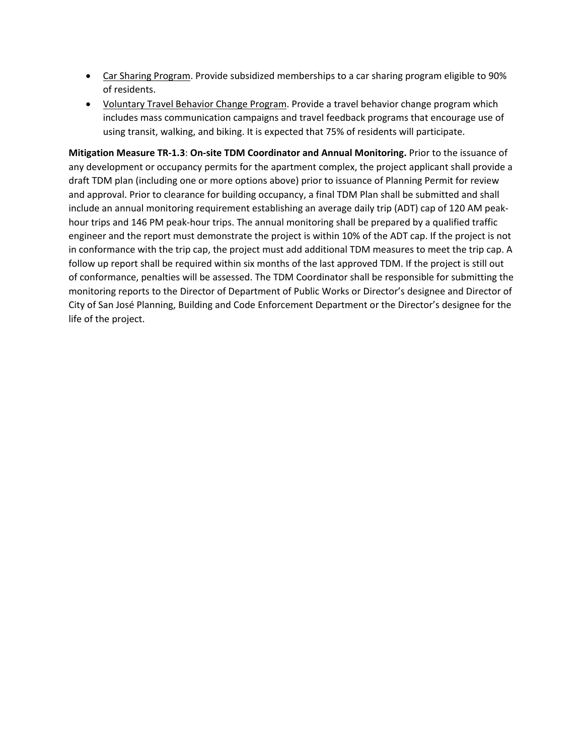- <u>Car Sharing Program</u>. Provide subsidized memberships to a car sharing program eligible to 90% of residents.
- <u>Voluntary Travel Behavior Change Program</u>. Provide a travel behavior change program which includes mass communication campaigns and travel feedback programs that encourage use of using transit, walking, and biking. It is expected that 75% of residents will participate.

**Mitigation Measure TR-1.3**: **On-site TDM Coordinator and Annual Monitoring.** Prior to the issuance of any development or occupancy permits for the apartment complex, the project applicant shall provide a draft TDM plan (including one or more options above) prior to issuance of Planning Permit for review and approval. Prior to clearance for building occupancy, a final TDM Plan shall be submitted and shall include an annual monitoring requirement establishing an average daily trip (ADT) cap of 120 AM peak-hour trips and 146 PM peak-hour trips. The annual monitoring shall be prepared by a qualified traffic engineer and the report must demonstrate the project is within 10% of the ADT cap. If the project is not in conformance with the trip cap, the project must add additional TDM measures to meet the trip cap. A follow up report shall be required within six months of the last approved TDM. If the project is still out of conformance, penalties will be assessed. The TDM Coordinator shall be responsible for submitting the monitoring reports to the Director of Department of Public Works or Director's designee and Director of City of San José Planning, Building and Code Enforcement Department or the Director's designee for the life of the project.